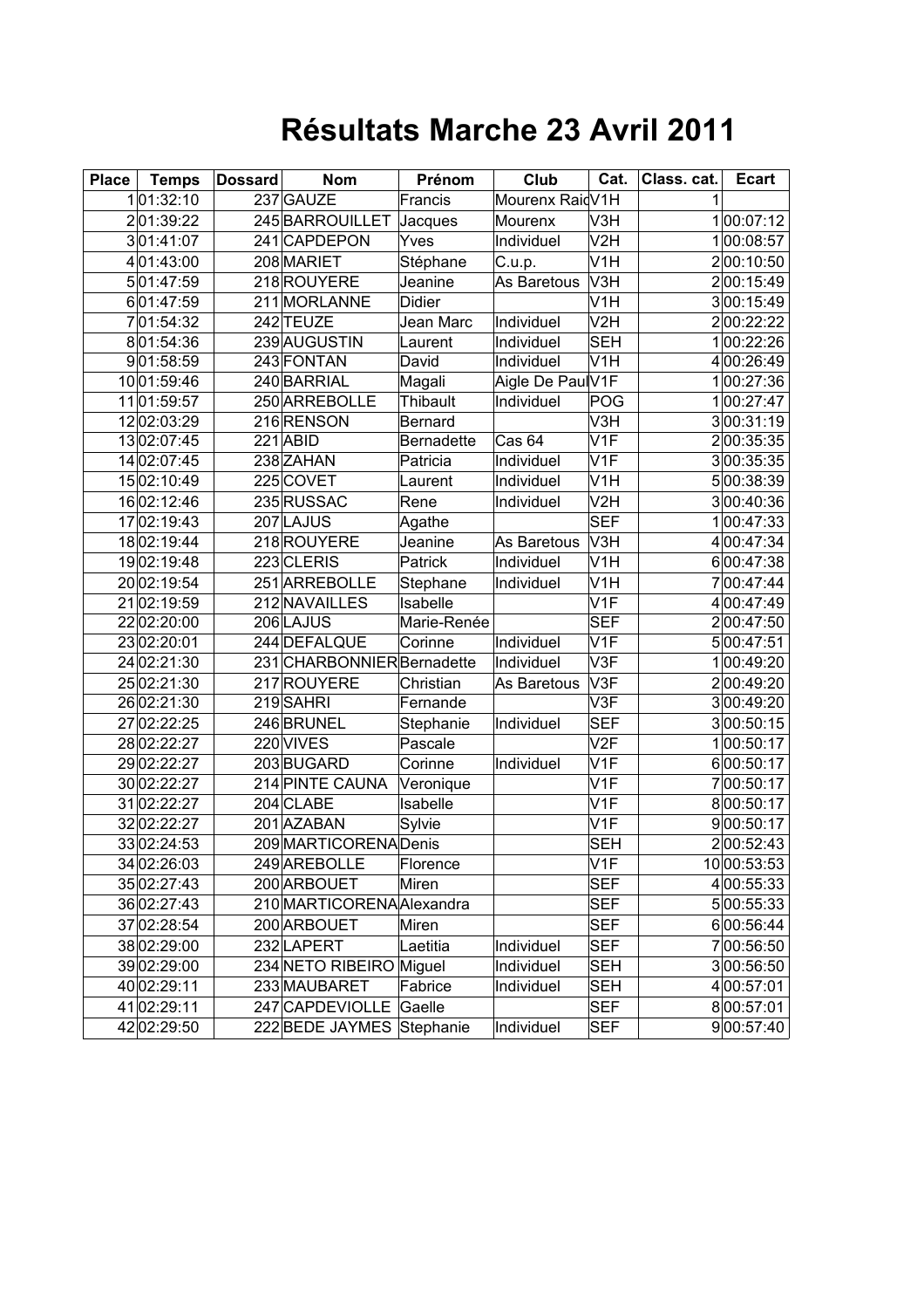# Résultats Marche 23 Avril 2011

| Place | Temps | Dossard | Nom | Prénom | Club | Cat. | Class. cat. | Ecart |
|---|---|---|---|---|---|---|---|---|
| 1 | 01:32:10 | 237 | GAUZE | Francis | Mourenx Raid | V1H | 1 | |
| 2 | 01:39:22 | 245 | BARROUILLET | Jacques | Mourenx | V3H | 1 | 00:07:12 |
| 3 | 01:41:07 | 241 | CAPDEPON | Yves | Individuel | V2H | 1 | 00:08:57 |
| 4 | 01:43:00 | 208 | MARIET | Stéphane | C.u.p. | V1H | 2 | 00:10:50 |
| 5 | 01:47:59 | 218 | ROUYERE | Jeanine | As Baretous | V3H | 2 | 00:15:49 |
| 6 | 01:47:59 | 211 | MORLANNE | Didier | | V1H | 3 | 00:15:49 |
| 7 | 01:54:32 | 242 | TEUZE | Jean Marc | Individuel | V2H | 2 | 00:22:22 |
| 8 | 01:54:36 | 239 | AUGUSTIN | Laurent | Individuel | SEH | 1 | 00:22:26 |
| 9 | 01:58:59 | 243 | FONTAN | David | Individuel | V1H | 4 | 00:26:49 |
| 10 | 01:59:46 | 240 | BARRIAL | Magali | Aigle De Paul | V1F | 1 | 00:27:36 |
| 11 | 01:59:57 | 250 | ARREBOLLE | Thibault | Individuel | POG | 1 | 00:27:47 |
| 12 | 02:03:29 | 216 | RENSON | Bernard | | V3H | 3 | 00:31:19 |
| 13 | 02:07:45 | 221 | ABID | Bernadette | Cas 64 | V1F | 2 | 00:35:35 |
| 14 | 02:07:45 | 238 | ZAHAN | Patricia | Individuel | V1F | 3 | 00:35:35 |
| 15 | 02:10:49 | 225 | COVET | Laurent | Individuel | V1H | 5 | 00:38:39 |
| 16 | 02:12:46 | 235 | RUSSAC | Rene | Individuel | V2H | 3 | 00:40:36 |
| 17 | 02:19:43 | 207 | LAJUS | Agathe | | SEF | 1 | 00:47:33 |
| 18 | 02:19:44 | 218 | ROUYERE | Jeanine | As Baretous | V3H | 4 | 00:47:34 |
| 19 | 02:19:48 | 223 | CLERIS | Patrick | Individuel | V1H | 6 | 00:47:38 |
| 20 | 02:19:54 | 251 | ARREBOLLE | Stephane | Individuel | V1H | 7 | 00:47:44 |
| 21 | 02:19:59 | 212 | NAVAILLES | Isabelle | | V1F | 4 | 00:47:49 |
| 22 | 02:20:00 | 206 | LAJUS | Marie-Renée | | SEF | 2 | 00:47:50 |
| 23 | 02:20:01 | 244 | DEFALQUE | Corinne | Individuel | V1F | 5 | 00:47:51 |
| 24 | 02:21:30 | 231 | CHARBONNIER | Bernadette | Individuel | V3F | 1 | 00:49:20 |
| 25 | 02:21:30 | 217 | ROUYERE | Christian | As Baretous | V3F | 2 | 00:49:20 |
| 26 | 02:21:30 | 219 | SAHRI | Fernande | | V3F | 3 | 00:49:20 |
| 27 | 02:22:25 | 246 | BRUNEL | Stephanie | Individuel | SEF | 3 | 00:50:15 |
| 28 | 02:22:27 | 220 | VIVES | Pascale | | V2F | 1 | 00:50:17 |
| 29 | 02:22:27 | 203 | BUGARD | Corinne | Individuel | V1F | 6 | 00:50:17 |
| 30 | 02:22:27 | 214 | PINTE CAUNA | Veronique | | V1F | 7 | 00:50:17 |
| 31 | 02:22:27 | 204 | CLABE | Isabelle | | V1F | 8 | 00:50:17 |
| 32 | 02:22:27 | 201 | AZABAN | Sylvie | | V1F | 9 | 00:50:17 |
| 33 | 02:24:53 | 209 | MARTICORENA | Denis | | SEH | 2 | 00:52:43 |
| 34 | 02:26:03 | 249 | AREBOLLE | Florence | | V1F | 10 | 00:53:53 |
| 35 | 02:27:43 | 200 | ARBOUET | Miren | | SEF | 4 | 00:55:33 |
| 36 | 02:27:43 | 210 | MARTICORENA | Alexandra | | SEF | 5 | 00:55:33 |
| 37 | 02:28:54 | 200 | ARBOUET | Miren | | SEF | 6 | 00:56:44 |
| 38 | 02:29:00 | 232 | LAPERT | Laetitia | Individuel | SEF | 7 | 00:56:50 |
| 39 | 02:29:00 | 234 | NETO RIBEIRO | Miguel | Individuel | SEH | 3 | 00:56:50 |
| 40 | 02:29:11 | 233 | MAUBARET | Fabrice | Individuel | SEH | 4 | 00:57:01 |
| 41 | 02:29:11 | 247 | CAPDEVIOLLE | Gaelle | | SEF | 8 | 00:57:01 |
| 42 | 02:29:50 | 222 | BEDE JAYMES | Stephanie | Individuel | SEF | 9 | 00:57:40 |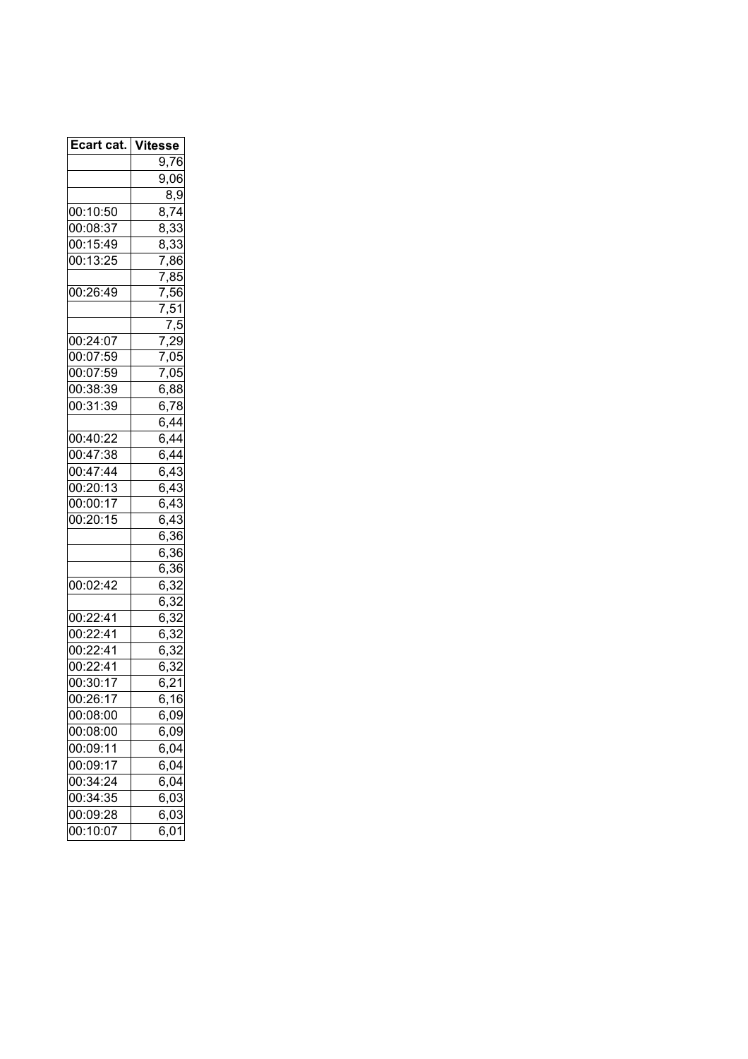| Ecart cat. | Vitesse |
|---|---|
| | 9,76 |
| | 9,06 |
| | 8,9 |
| 00:10:50 | 8,74 |
| 00:08:37 | 8,33 |
| 00:15:49 | 8,33 |
| 00:13:25 | 7,86 |
| | 7,85 |
| 00:26:49 | 7,56 |
| | 7,51 |
| | 7,5 |
| 00:24:07 | 7,29 |
| 00:07:59 | 7,05 |
| 00:07:59 | 7,05 |
| 00:38:39 | 6,88 |
| 00:31:39 | 6,78 |
| | 6,44 |
| 00:40:22 | 6,44 |
| 00:47:38 | 6,44 |
| 00:47:44 | 6,43 |
| 00:20:13 | 6,43 |
| 00:00:17 | 6,43 |
| 00:20:15 | 6,43 |
| | 6,36 |
| | 6,36 |
| | 6,36 |
| 00:02:42 | 6,32 |
| | 6,32 |
| 00:22:41 | 6,32 |
| 00:22:41 | 6,32 |
| 00:22:41 | 6,32 |
| 00:22:41 | 6,32 |
| 00:30:17 | 6,21 |
| 00:26:17 | 6,16 |
| 00:08:00 | 6,09 |
| 00:08:00 | 6,09 |
| 00:09:11 | 6,04 |
| 00:09:17 | 6,04 |
| 00:34:24 | 6,04 |
| 00:34:35 | 6,03 |
| 00:09:28 | 6,03 |
| 00:10:07 | 6,01 |